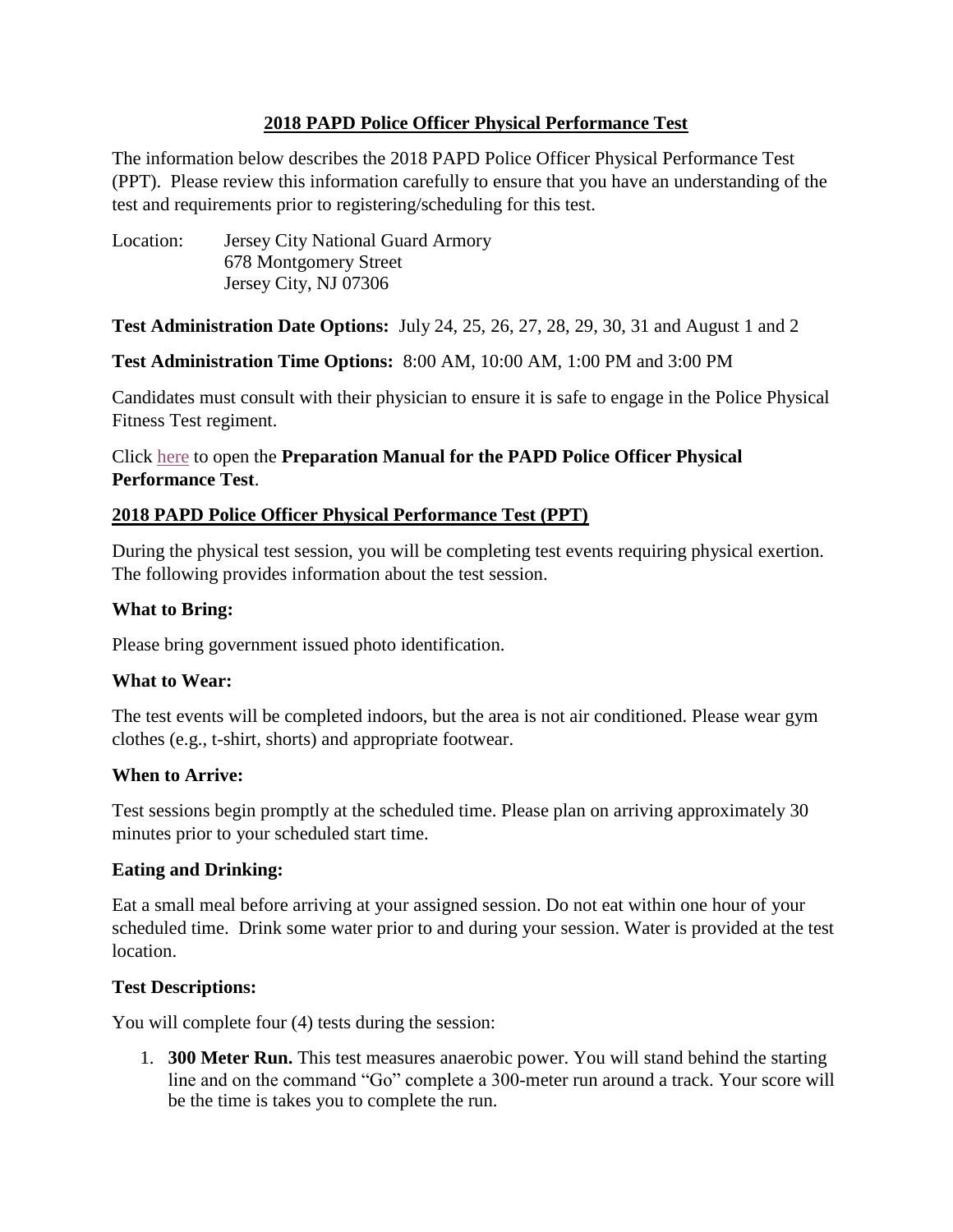## 2018 PAPD Police Officer Physical Performance Test

The information below describes the 2018 PAPD Police Officer Physical Performance Test (PPT). Please review this information carefully to ensure that you have an understanding of the test and requirements prior to registering/scheduling for this test.

Location: Jersey City National Guard Armory
678 Montgomery Street
Jersey City, NJ 07306

**Test Administration Date Options:** July 24, 25, 26, 27, 28, 29, 30, 31 and August 1 and 2

**Test Administration Time Options:** 8:00 AM, 10:00 AM, 1:00 PM and 3:00 PM

Candidates must consult with their physician to ensure it is safe to engage in the Police Physical Fitness Test regiment.

Click here to open the **Preparation Manual for the PAPD Police Officer Physical Performance Test**.

## 2018 PAPD Police Officer Physical Performance Test (PPT)

During the physical test session, you will be completing test events requiring physical exertion. The following provides information about the test session.

### What to Bring:

Please bring government issued photo identification.

### What to Wear:

The test events will be completed indoors, but the area is not air conditioned. Please wear gym clothes (e.g., t-shirt, shorts) and appropriate footwear.

### When to Arrive:

Test sessions begin promptly at the scheduled time. Please plan on arriving approximately 30 minutes prior to your scheduled start time.

### Eating and Drinking:

Eat a small meal before arriving at your assigned session. Do not eat within one hour of your scheduled time. Drink some water prior to and during your session. Water is provided at the test location.

### Test Descriptions:

You will complete four (4) tests during the session:

1. **300 Meter Run.** This test measures anaerobic power. You will stand behind the starting line and on the command "Go" complete a 300-meter run around a track. Your score will be the time is takes you to complete the run.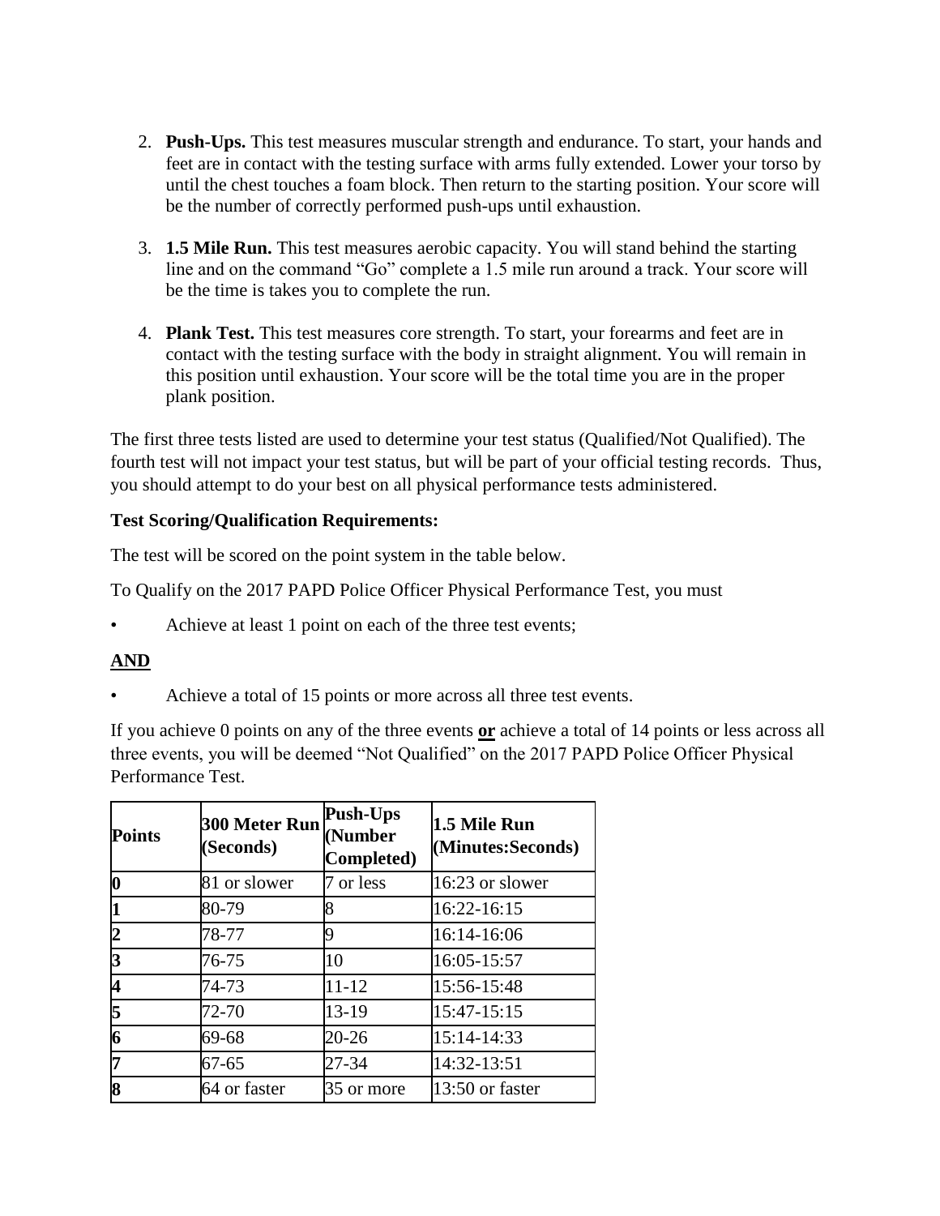2. **Push-Ups.** This test measures muscular strength and endurance. To start, your hands and feet are in contact with the testing surface with arms fully extended. Lower your torso by until the chest touches a foam block. Then return to the starting position. Your score will be the number of correctly performed push-ups until exhaustion.

3. **1.5 Mile Run.** This test measures aerobic capacity. You will stand behind the starting line and on the command "Go" complete a 1.5 mile run around a track. Your score will be the time is takes you to complete the run.

4. **Plank Test.** This test measures core strength. To start, your forearms and feet are in contact with the testing surface with the body in straight alignment. You will remain in this position until exhaustion. Your score will be the total time you are in the proper plank position.

The first three tests listed are used to determine your test status (Qualified/Not Qualified). The fourth test will not impact your test status, but will be part of your official testing records. Thus, you should attempt to do your best on all physical performance tests administered.

**Test Scoring/Qualification Requirements:**

The test will be scored on the point system in the table below.

To Qualify on the 2017 PAPD Police Officer Physical Performance Test, you must

- Achieve at least 1 point on each of the three test events;

**AND**

- Achieve a total of 15 points or more across all three test events.

If you achieve 0 points on any of the three events **or** achieve a total of 14 points or less across all three events, you will be deemed "Not Qualified" on the 2017 PAPD Police Officer Physical Performance Test.

| Points | 300 Meter Run (Seconds) | Push-Ups (Number Completed) | 1.5 Mile Run (Minutes:Seconds) |
|---|---|---|---|
| **0** | 81 or slower | 7 or less | 16:23 or slower |
| **1** | 80-79 | 8 | 16:22-16:15 |
| **2** | 78-77 | 9 | 16:14-16:06 |
| **3** | 76-75 | 10 | 16:05-15:57 |
| **4** | 74-73 | 11-12 | 15:56-15:48 |
| **5** | 72-70 | 13-19 | 15:47-15:15 |
| **6** | 69-68 | 20-26 | 15:14-14:33 |
| **7** | 67-65 | 27-34 | 14:32-13:51 |
| **8** | 64 or faster | 35 or more | 13:50 or faster |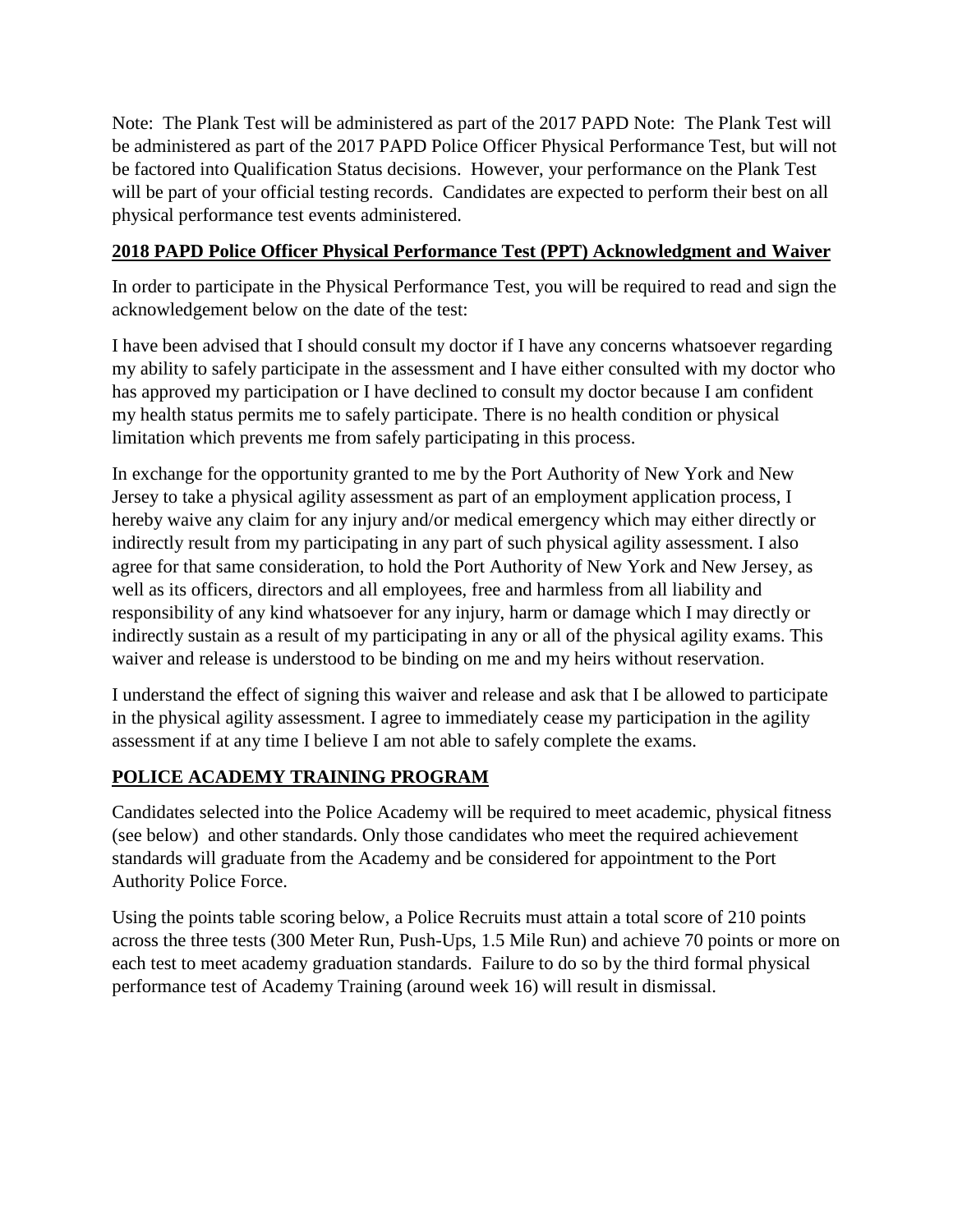Note: The Plank Test will be administered as part of the 2017 PAPD Note: The Plank Test will be administered as part of the 2017 PAPD Police Officer Physical Performance Test, but will not be factored into Qualification Status decisions. However, your performance on the Plank Test will be part of your official testing records. Candidates are expected to perform their best on all physical performance test events administered.

**<u>2018 PAPD Police Officer Physical Performance Test (PPT) Acknowledgment and Waiver</u>**

In order to participate in the Physical Performance Test, you will be required to read and sign the acknowledgement below on the date of the test:

I have been advised that I should consult my doctor if I have any concerns whatsoever regarding my ability to safely participate in the assessment and I have either consulted with my doctor who has approved my participation or I have declined to consult my doctor because I am confident my health status permits me to safely participate. There is no health condition or physical limitation which prevents me from safely participating in this process.

In exchange for the opportunity granted to me by the Port Authority of New York and New Jersey to take a physical agility assessment as part of an employment application process, I hereby waive any claim for any injury and/or medical emergency which may either directly or indirectly result from my participating in any part of such physical agility assessment. I also agree for that same consideration, to hold the Port Authority of New York and New Jersey, as well as its officers, directors and all employees, free and harmless from all liability and responsibility of any kind whatsoever for any injury, harm or damage which I may directly or indirectly sustain as a result of my participating in any or all of the physical agility exams. This waiver and release is understood to be binding on me and my heirs without reservation.

I understand the effect of signing this waiver and release and ask that I be allowed to participate in the physical agility assessment. I agree to immediately cease my participation in the agility assessment if at any time I believe I am not able to safely complete the exams.

**<u>POLICE ACADEMY TRAINING PROGRAM</u>**

Candidates selected into the Police Academy will be required to meet academic, physical fitness (see below) and other standards. Only those candidates who meet the required achievement standards will graduate from the Academy and be considered for appointment to the Port Authority Police Force.

Using the points table scoring below, a Police Recruits must attain a total score of 210 points across the three tests (300 Meter Run, Push-Ups, 1.5 Mile Run) and achieve 70 points or more on each test to meet academy graduation standards. Failure to do so by the third formal physical performance test of Academy Training (around week 16) will result in dismissal.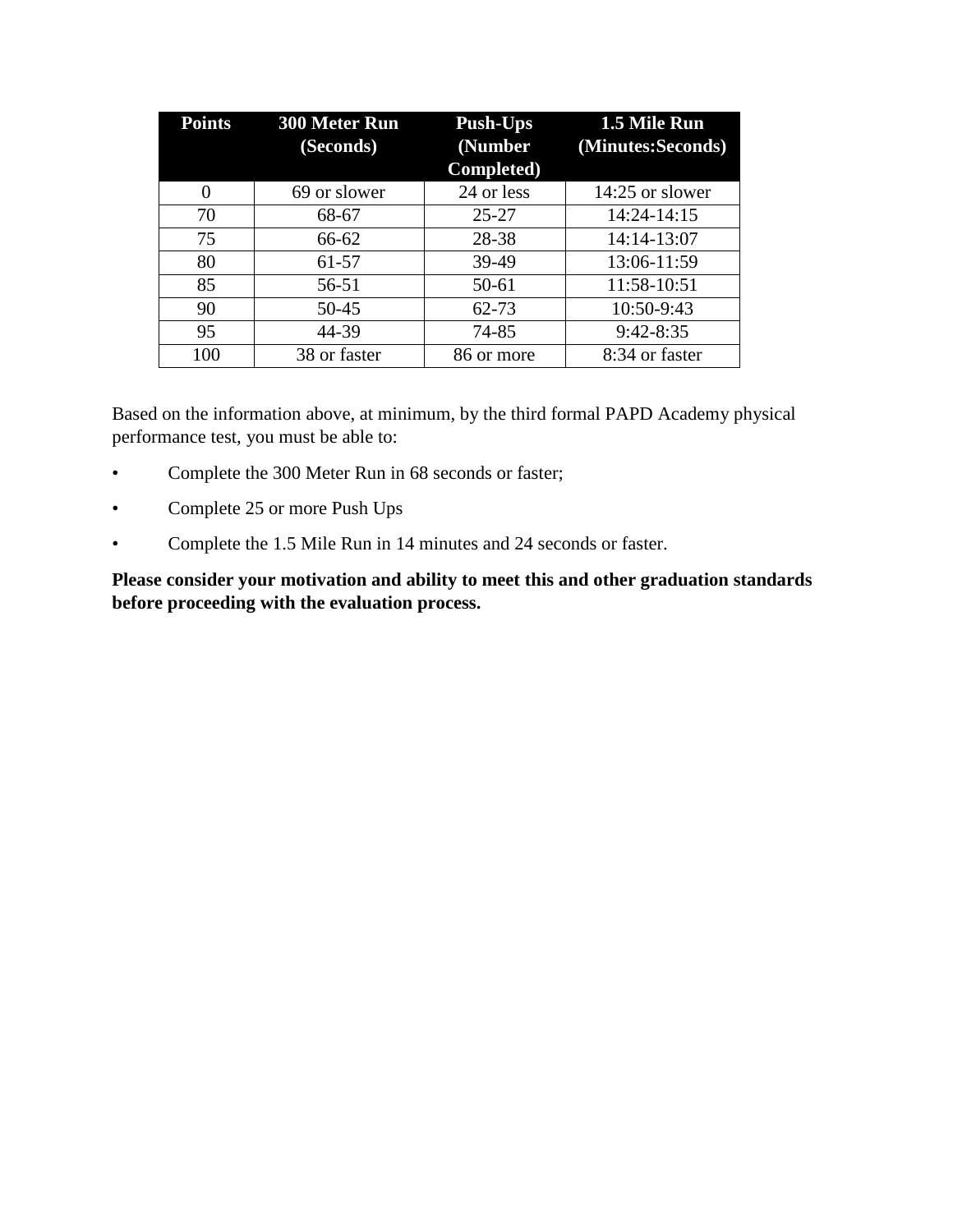| Points | 300 Meter Run (Seconds) | Push-Ups (Number Completed) | 1.5 Mile Run (Minutes:Seconds) |
|---|---|---|---|
| 0 | 69 or slower | 24 or less | 14:25 or slower |
| 70 | 68-67 | 25-27 | 14:24-14:15 |
| 75 | 66-62 | 28-38 | 14:14-13:07 |
| 80 | 61-57 | 39-49 | 13:06-11:59 |
| 85 | 56-51 | 50-61 | 11:58-10:51 |
| 90 | 50-45 | 62-73 | 10:50-9:43 |
| 95 | 44-39 | 74-85 | 9:42-8:35 |
| 100 | 38 or faster | 86 or more | 8:34 or faster |

Based on the information above, at minimum, by the third formal PAPD Academy physical performance test, you must be able to:

- Complete the 300 Meter Run in 68 seconds or faster;
- Complete 25 or more Push Ups
- Complete the 1.5 Mile Run in 14 minutes and 24 seconds or faster.

**Please consider your motivation and ability to meet this and other graduation standards before proceeding with the evaluation process.**